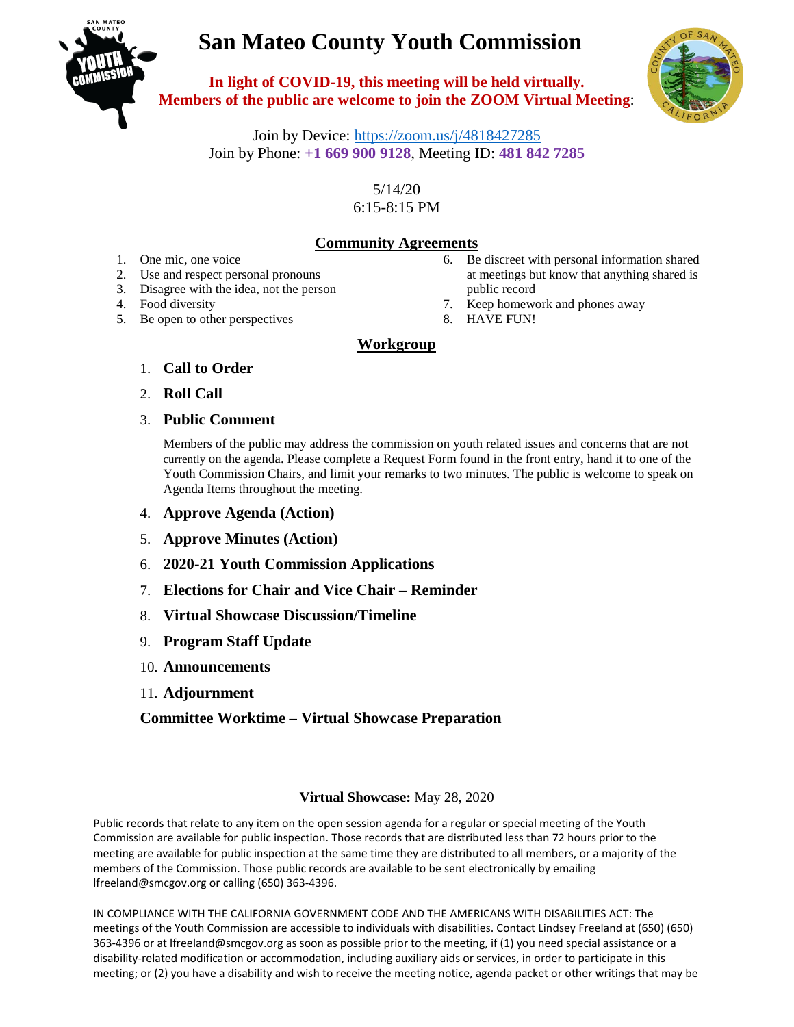# San Mateo County Youth Commission

**In light of COVID-19, this meeting will be held virtually. Members of the public are welcome to join the ZOOM Virtual Meeting**:

Join by Device: https://zoom.us/j/4818427285
Join by Phone: **+1 669 900 9128**, Meeting ID: **481 842 7285**

5/14/20
6:15-8:15 PM

## Community Agreements

1. One mic, one voice
2. Use and respect personal pronouns
3. Disagree with the idea, not the person
4. Food diversity
5. Be open to other perspectives
6. Be discreet with personal information shared at meetings but know that anything shared is public record
7. Keep homework and phones away
8. HAVE FUN!

## Workgroup

1. **Call to Order**
2. **Roll Call**
3. **Public Comment**

   Members of the public may address the commission on youth related issues and concerns that are not currently on the agenda. Please complete a Request Form found in the front entry, hand it to one of the Youth Commission Chairs, and limit your remarks to two minutes. The public is welcome to speak on Agenda Items throughout the meeting.

4. **Approve Agenda (Action)**
5. **Approve Minutes (Action)**
6. **2020-21 Youth Commission Applications**
7. **Elections for Chair and Vice Chair – Reminder**
8. **Virtual Showcase Discussion/Timeline**
9. **Program Staff Update**
10. **Announcements**
11. **Adjournment**

**Committee Worktime – Virtual Showcase Preparation**

**Virtual Showcase:** May 28, 2020

Public records that relate to any item on the open session agenda for a regular or special meeting of the Youth Commission are available for public inspection. Those records that are distributed less than 72 hours prior to the meeting are available for public inspection at the same time they are distributed to all members, or a majority of the members of the Commission. Those public records are available to be sent electronically by emailing lfreeland@smcgov.org or calling (650) 363-4396.

IN COMPLIANCE WITH THE CALIFORNIA GOVERNMENT CODE AND THE AMERICANS WITH DISABILITIES ACT: The meetings of the Youth Commission are accessible to individuals with disabilities. Contact Lindsey Freeland at (650) (650) 363-4396 or at lfreeland@smcgov.org as soon as possible prior to the meeting, if (1) you need special assistance or a disability-related modification or accommodation, including auxiliary aids or services, in order to participate in this meeting; or (2) you have a disability and wish to receive the meeting notice, agenda packet or other writings that may be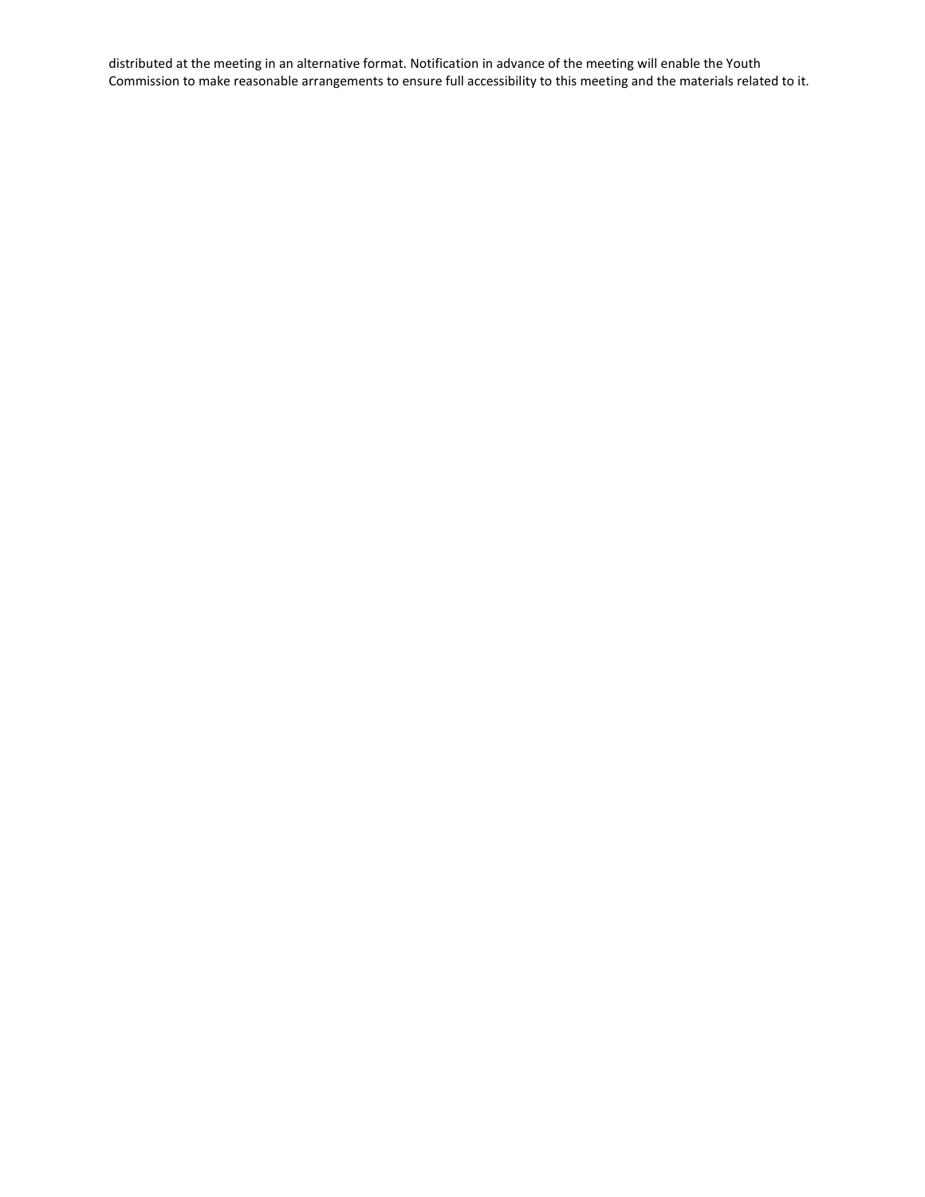distributed at the meeting in an alternative format. Notification in advance of the meeting will enable the Youth Commission to make reasonable arrangements to ensure full accessibility to this meeting and the materials related to it.